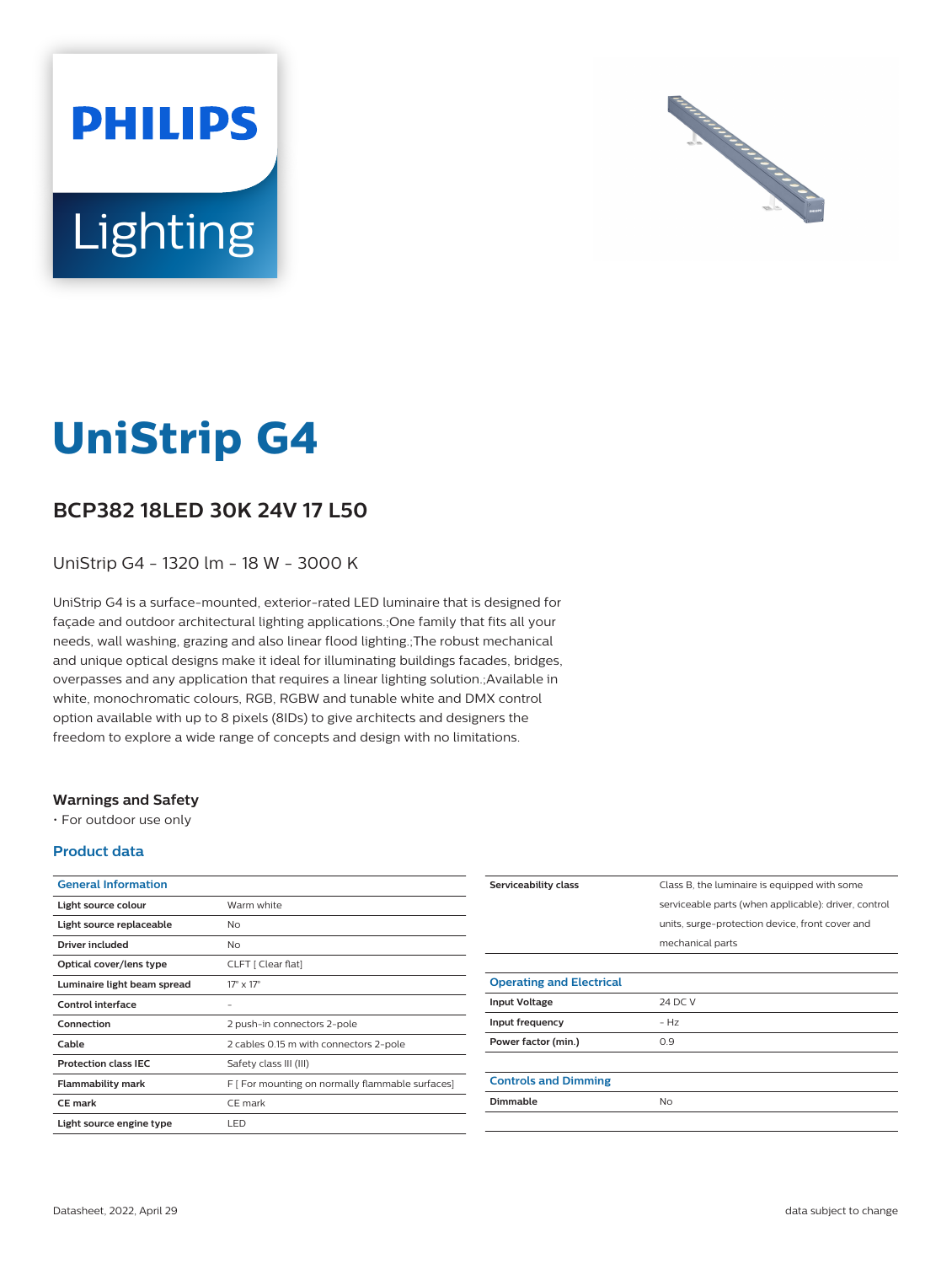# UniStrip G4

## BCP382 18LED 30K 24V 17 L50

UniStrip G4 - 1320 lm - 18 W - 3000 K

UniStrip G4 is a surface-mounted, exterior-rated LED luminaire that is designed for façade and outdoor architectural lighting applications.;One family that fits all your needs, wall washing, grazing and also linear flood lighting.;The robust mechanical and unique optical designs make it ideal for illuminating buildings facades, bridges, overpasses and any application that requires a linear lighting solution.;Available in white, monochromatic colours, RGB, RGBW and tunable white and DMX control option available with up to 8 pixels (8IDs) to give architects and designers the freedom to explore a wide range of concepts and design with no limitations.

### Warnings and Safety

- For outdoor use only

### Product data

| General Information | |
|---|---|
| Light source colour | Warm white |
| Light source replaceable | No |
| Driver included | No |
| Optical cover/lens type | CLFT [ Clear flat] |
| Luminaire light beam spread | 17° x 17° |
| Control interface | - |
| Connection | 2 push-in connectors 2-pole |
| Cable | 2 cables 0.15 m with connectors 2-pole |
| Protection class IEC | Safety class III (III) |
| Flammability mark | F [ For mounting on normally flammable surfaces] |
| CE mark | CE mark |
| Light source engine type | LED |
| Serviceability class | Class B, the luminaire is equipped with some serviceable parts (when applicable): driver, control units, surge-protection device, front cover and mechanical parts |

| Operating and Electrical | |
|---|---|
| Input Voltage | 24 DC V |
| Input frequency | - Hz |
| Power factor (min.) | 0.9 |

| Controls and Dimming | |
|---|---|
| Dimmable | No |

Datasheet, 2022, April 29

data subject to change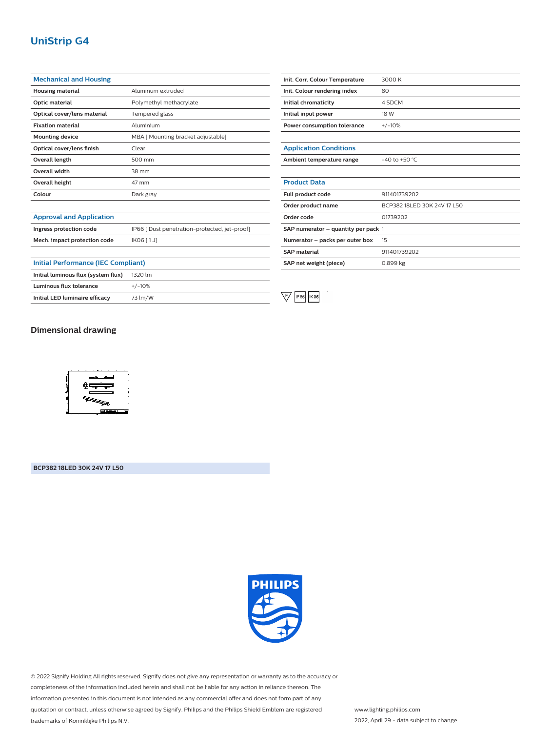# UniStrip G4

| Mechanical and Housing | |
|---|---|
| **Housing material** | Aluminum extruded |
| **Optic material** | Polymethyl methacrylate |
| **Optical cover/lens material** | Tempered glass |
| **Fixation material** | Aluminium |
| **Mounting device** | MBA [ Mounting bracket adjustable] |
| **Optical cover/lens finish** | Clear |
| **Overall length** | 500 mm |
| **Overall width** | 38 mm |
| **Overall height** | 47 mm |
| **Colour** | Dark gray |

| Approval and Application | |
|---|---|
| **Ingress protection code** | IP66 [ Dust penetration-protected, jet-proof] |
| **Mech. impact protection code** | IK06 [ 1 J] |

| Initial Performance (IEC Compliant) | |
|---|---|
| **Initial luminous flux (system flux)** | 1320 lm |
| **Luminous flux tolerance** | +/-10% |
| **Initial LED luminaire efficacy** | 73 lm/W |
| **Init. Corr. Colour Temperature** | 3000 K |
| **Init. Colour rendering index** | 80 |
| **Initial chromaticity** | 4 SDCM |
| **Initial input power** | 18 W |
| **Power consumption tolerance** | +/-10% |

| Application Conditions | |
|---|---|
| **Ambient temperature range** | -40 to +50 °C |

| Product Data | |
|---|---|
| **Full product code** | 911401739202 |
| **Order product name** | BCP382 18LED 30K 24V 17 L50 |
| **Order code** | 01739202 |
| **SAP numerator – quantity per pack** | 1 |
| **Numerator – packs per outer box** | 15 |
| **SAP material** | 911401739202 |
| **SAP net weight (piece)** | 0.899 kg |

F IP66 IK06

## Dimensional drawing

**BCP382 18LED 30K 24V 17 L50**

© 2022 Signify Holding All rights reserved. Signify does not give any representation or warranty as to the accuracy or completeness of the information included herein and shall not be liable for any action in reliance thereon. The information presented in this document is not intended as any commercial offer and does not form part of any quotation or contract, unless otherwise agreed by Signify. Philips and the Philips Shield Emblem are registered trademarks of Koninklijke Philips N.V.

www.lighting.philips.com

2022, April 29 - data subject to change